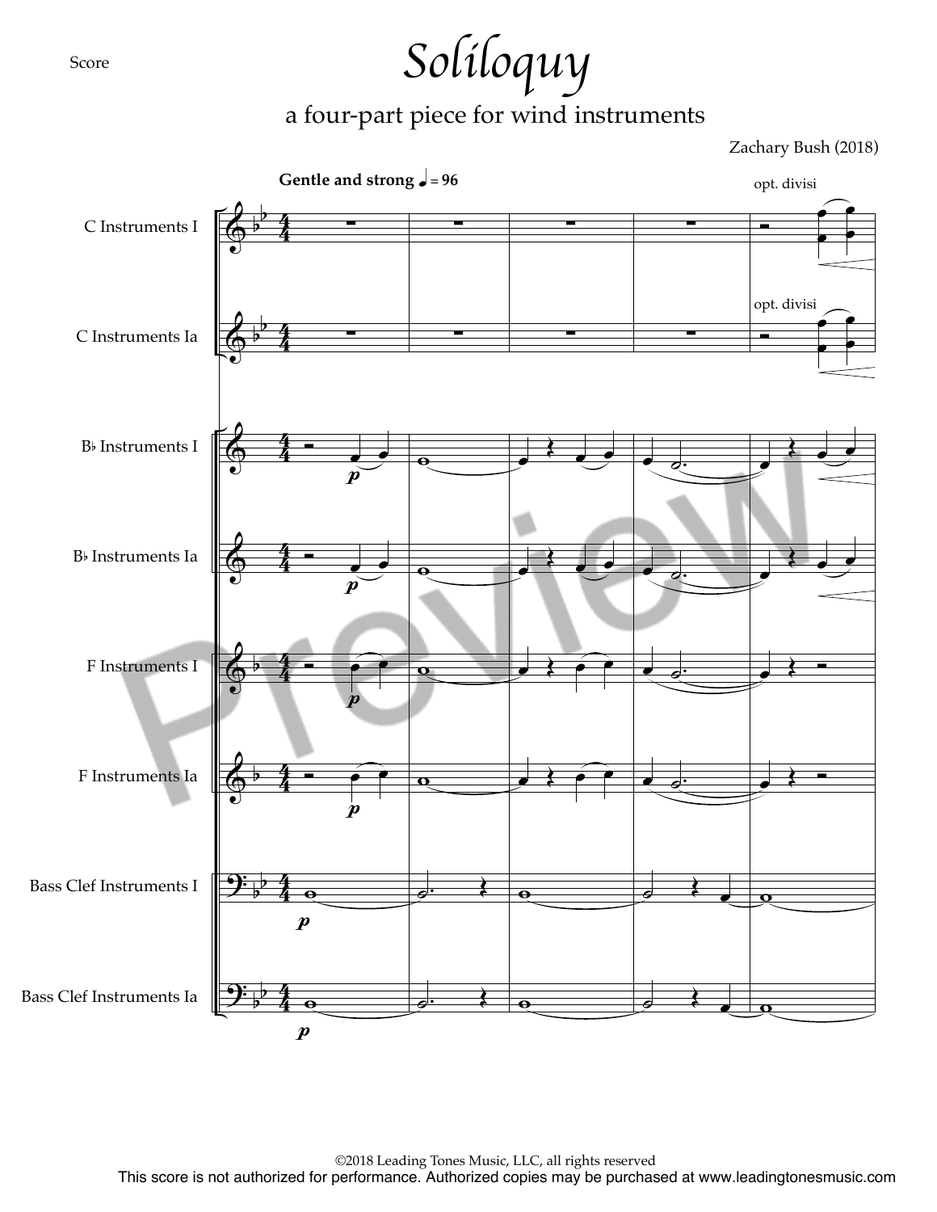Score

# Soliloquy

## a four-part piece for wind instruments

Zachary Bush (2018)

**Gentle and strong** ♩ = 96

opt. divisi

C Instruments I

C Instruments Ia

B♭ Instruments I

B♭ Instruments Ia

F Instruments I

F Instruments Ia

Bass Clef Instruments I

Bass Clef Instruments Ia

©2018 Leading Tones Music, LLC, all rights reserved

This score is not authorized for performance. Authorized copies may be purchased at www.leadingtonesmusic.com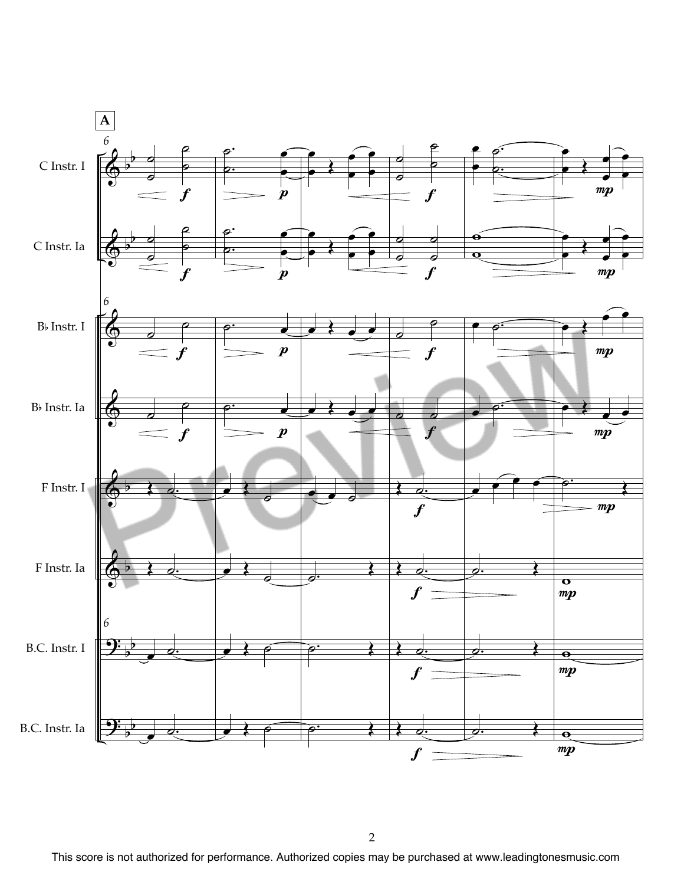**A**

C Instr. I

C Instr. Ia

B♭ Instr. I

B♭ Instr. Ia

F Instr. I

F Instr. Ia

B.C. Instr. I

B.C. Instr. Ia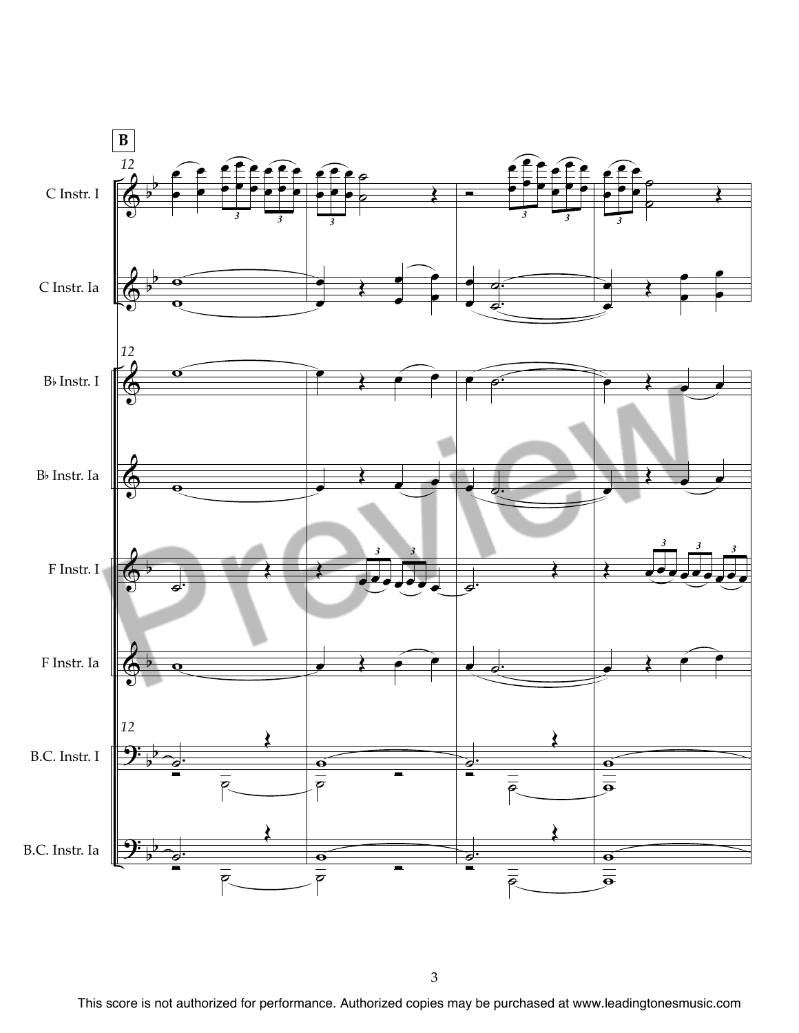**B**

12

C Instr. I

C Instr. Ia

B♭ Instr. I

B♭ Instr. Ia

F Instr. I

F Instr. Ia

B.C. Instr. I

B.C. Instr. Ia

This score is not authorized for performance. Authorized copies may be purchased at www.leadingtonesmusic.com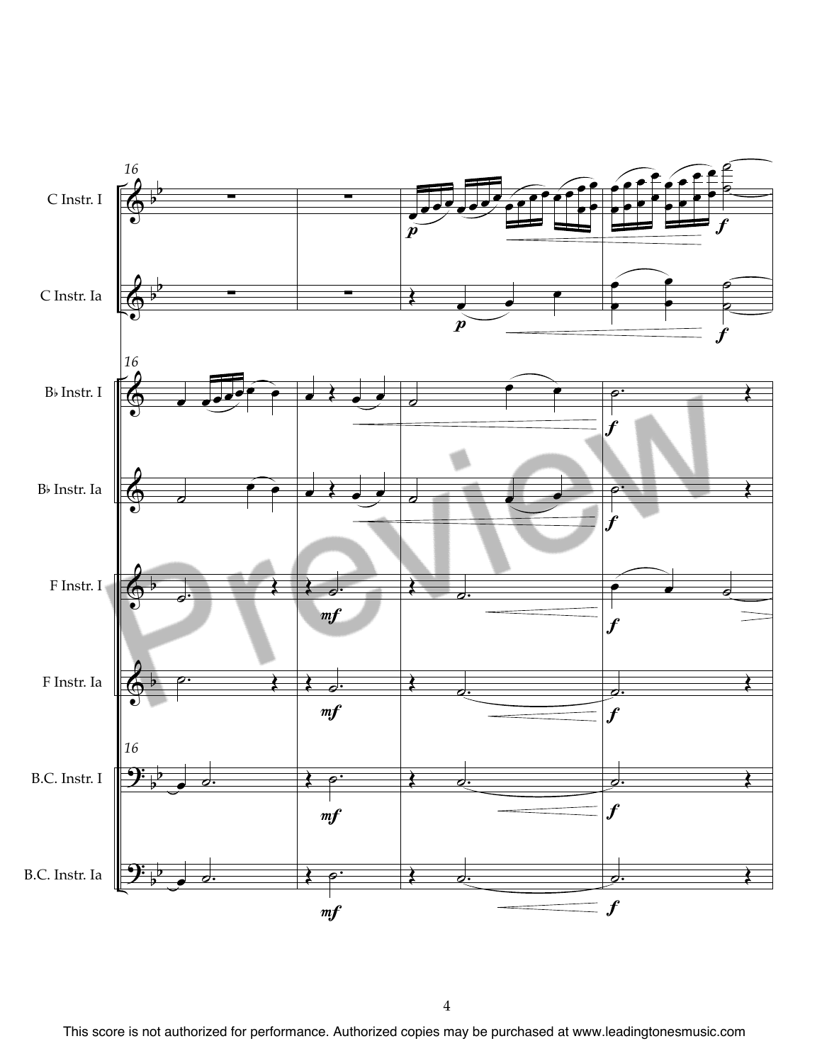16

C Instr. I

C Instr. Ia

B♭ Instr. I

B♭ Instr. Ia

F Instr. I

F Instr. Ia

B.C. Instr. I

B.C. Instr. Ia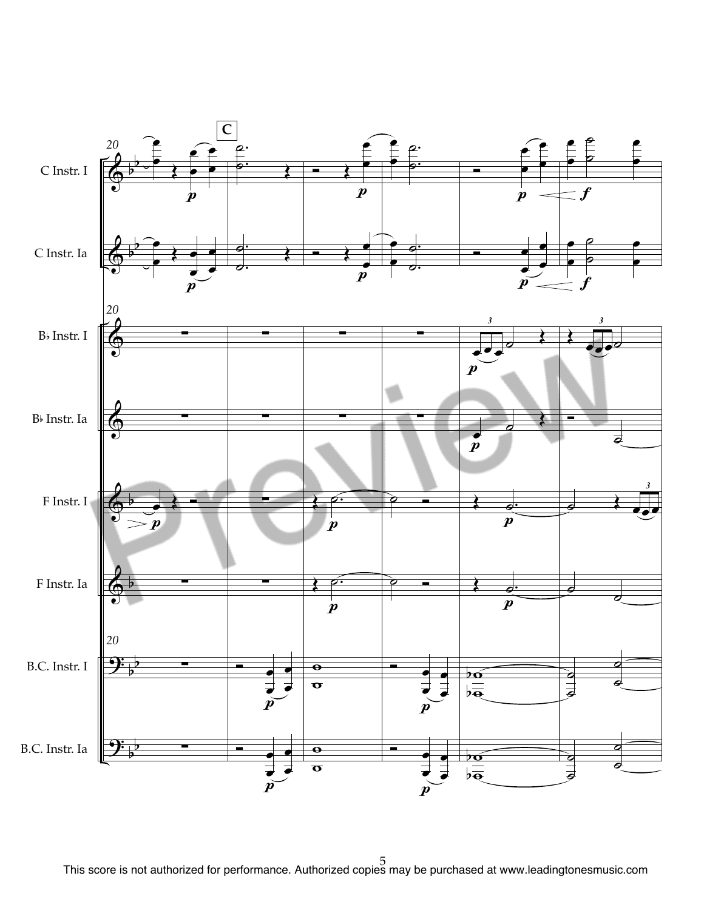C

20

C Instr. I

C Instr. Ia

B♭ Instr. I

B♭ Instr. Ia

F Instr. I

F Instr. Ia

B.C. Instr. I

B.C. Instr. Ia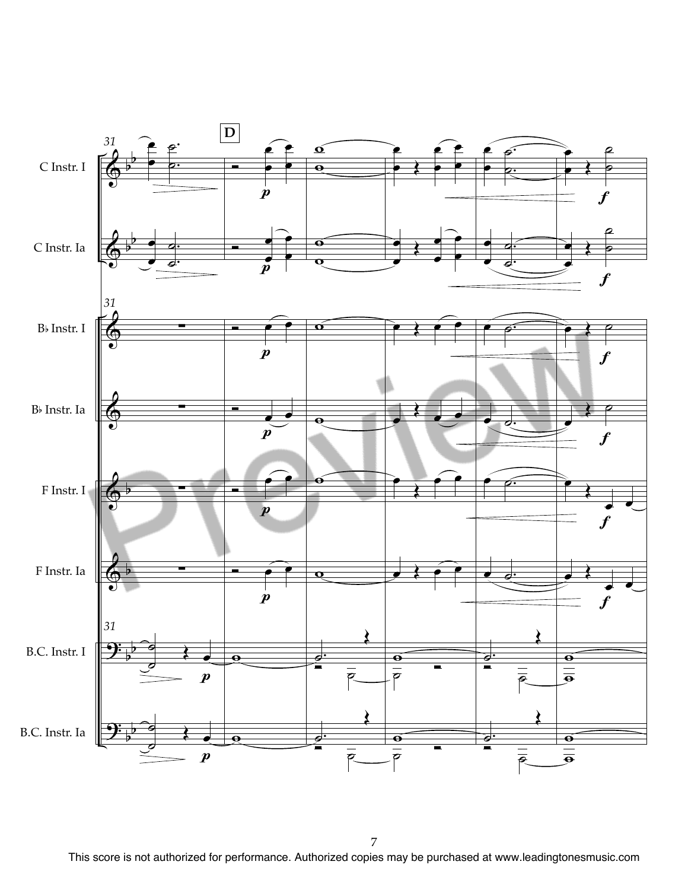This score is not authorized for performance. Authorized copies may be purchased at www.leadingtonesmusic.com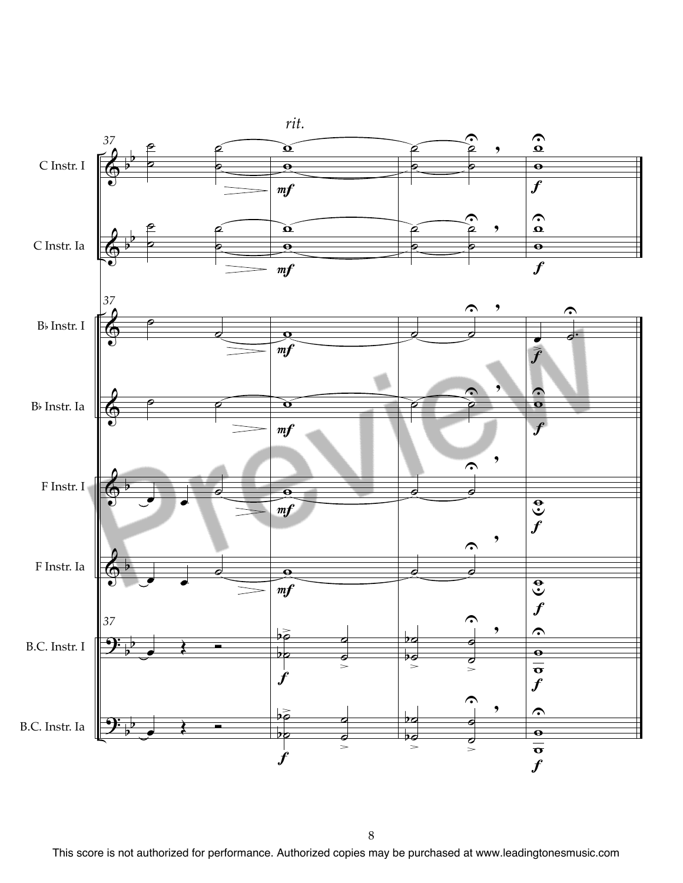rit.

37

C Instr. I

C Instr. Ia

B♭ Instr. I

B♭ Instr. Ia

F Instr. I

F Instr. Ia

B.C. Instr. I

B.C. Instr. Ia

This score is not authorized for performance. Authorized copies may be purchased at www.leadingtonesmusic.com